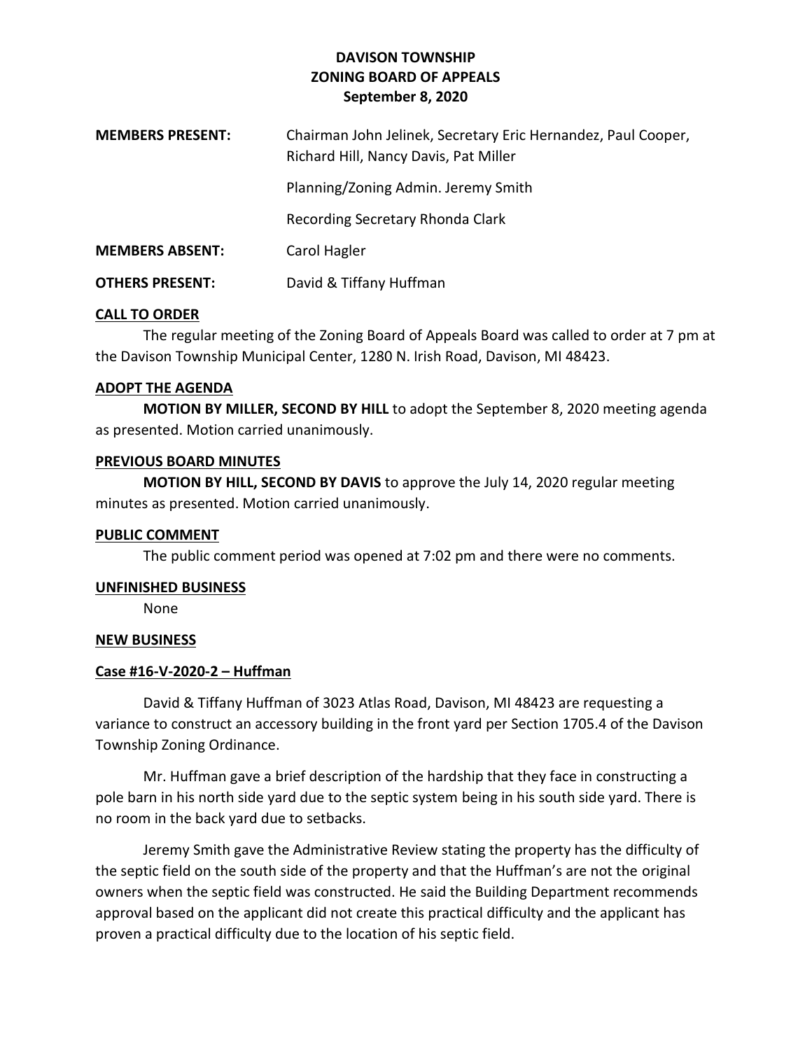**DAVISON TOWNSHIP**
**ZONING BOARD OF APPEALS**
**September 8, 2020**

**MEMBERS PRESENT:** Chairman John Jelinek, Secretary Eric Hernandez, Paul Cooper, Richard Hill, Nancy Davis, Pat Miller

Planning/Zoning Admin. Jeremy Smith

Recording Secretary Rhonda Clark

**MEMBERS ABSENT:** Carol Hagler

**OTHERS PRESENT:** David & Tiffany Huffman

**CALL TO ORDER**

The regular meeting of the Zoning Board of Appeals Board was called to order at 7 pm at the Davison Township Municipal Center, 1280 N. Irish Road, Davison, MI 48423.

**ADOPT THE AGENDA**

**MOTION BY MILLER, SECOND BY HILL** to adopt the September 8, 2020 meeting agenda as presented. Motion carried unanimously.

**PREVIOUS BOARD MINUTES**

**MOTION BY HILL, SECOND BY DAVIS** to approve the July 14, 2020 regular meeting minutes as presented. Motion carried unanimously.

**PUBLIC COMMENT**

The public comment period was opened at 7:02 pm and there were no comments.

**UNFINISHED BUSINESS**

None

**NEW BUSINESS**

**Case #16-V-2020-2 – Huffman**

David & Tiffany Huffman of 3023 Atlas Road, Davison, MI 48423 are requesting a variance to construct an accessory building in the front yard per Section 1705.4 of the Davison Township Zoning Ordinance.

Mr. Huffman gave a brief description of the hardship that they face in constructing a pole barn in his north side yard due to the septic system being in his south side yard. There is no room in the back yard due to setbacks.

Jeremy Smith gave the Administrative Review stating the property has the difficulty of the septic field on the south side of the property and that the Huffman's are not the original owners when the septic field was constructed. He said the Building Department recommends approval based on the applicant did not create this practical difficulty and the applicant has proven a practical difficulty due to the location of his septic field.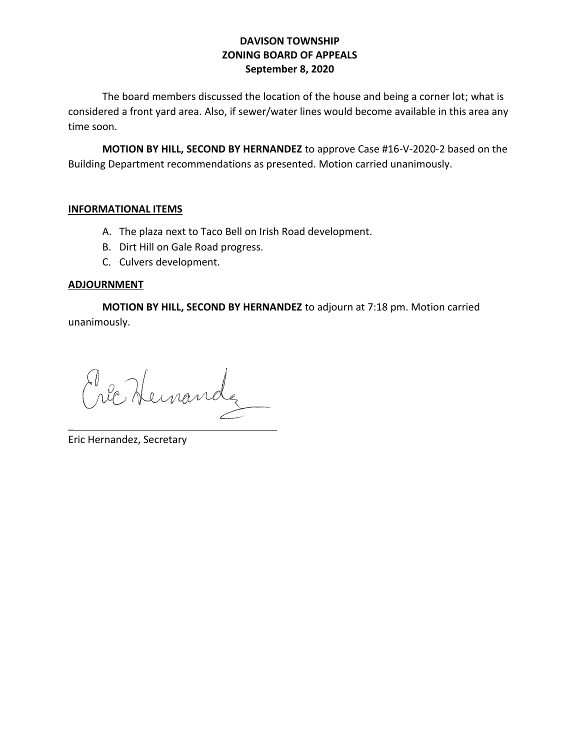# DAVISON TOWNSHIP
## ZONING BOARD OF APPEALS
### September 8, 2020

The board members discussed the location of the house and being a corner lot; what is considered a front yard area. Also, if sewer/water lines would become available in this area any time soon.

**MOTION BY HILL, SECOND BY HERNANDEZ** to approve Case #16-V-2020-2 based on the Building Department recommendations as presented. Motion carried unanimously.

**INFORMATIONAL ITEMS**

A. The plaza next to Taco Bell on Irish Road development.
B. Dirt Hill on Gale Road progress.
C. Culvers development.

**ADJOURNMENT**

**MOTION BY HILL, SECOND BY HERNANDEZ** to adjourn at 7:18 pm. Motion carried unanimously.

Eric Hernandez

_____________________________________

Eric Hernandez, Secretary